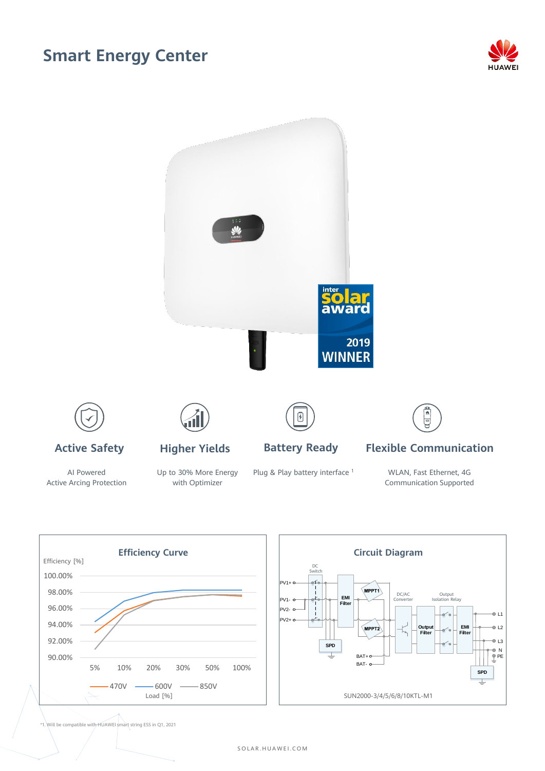# Smart Energy Center

## Active Safety

AI Powered
Active Arcing Protection

## Higher Yields

Up to 30% More Energy
with Optimizer

## Battery Ready

Plug & Play battery interface [1]

## Flexible Communication

WLAN, Fast Ethernet, 4G
Communication Supported

## Efficiency Curve

Efficiency [%]

100.00%, 98.00%, 96.00%, 94.00%, 92.00%, 90.00%

Load [%]: 5%, 10%, 20%, 30%, 50%, 100%

470V — 600V — 850V

## Circuit Diagram

PV1+, PV1-, PV2-, PV2+, DC Switch, EMI Filter, MPPT1, MPPT2, SPD, DC/AC Converter, Output Filter, Output Isolation Relay, EMI Filter, BAT+, BAT-, L1, L2, L3, N, PE, SPD

SUN2000-3/4/5/6/8/10KTL-M1

*1. Will be compatible with HUAWEI smart string ESS in Q1, 2021

SOLAR.HUAWEI.COM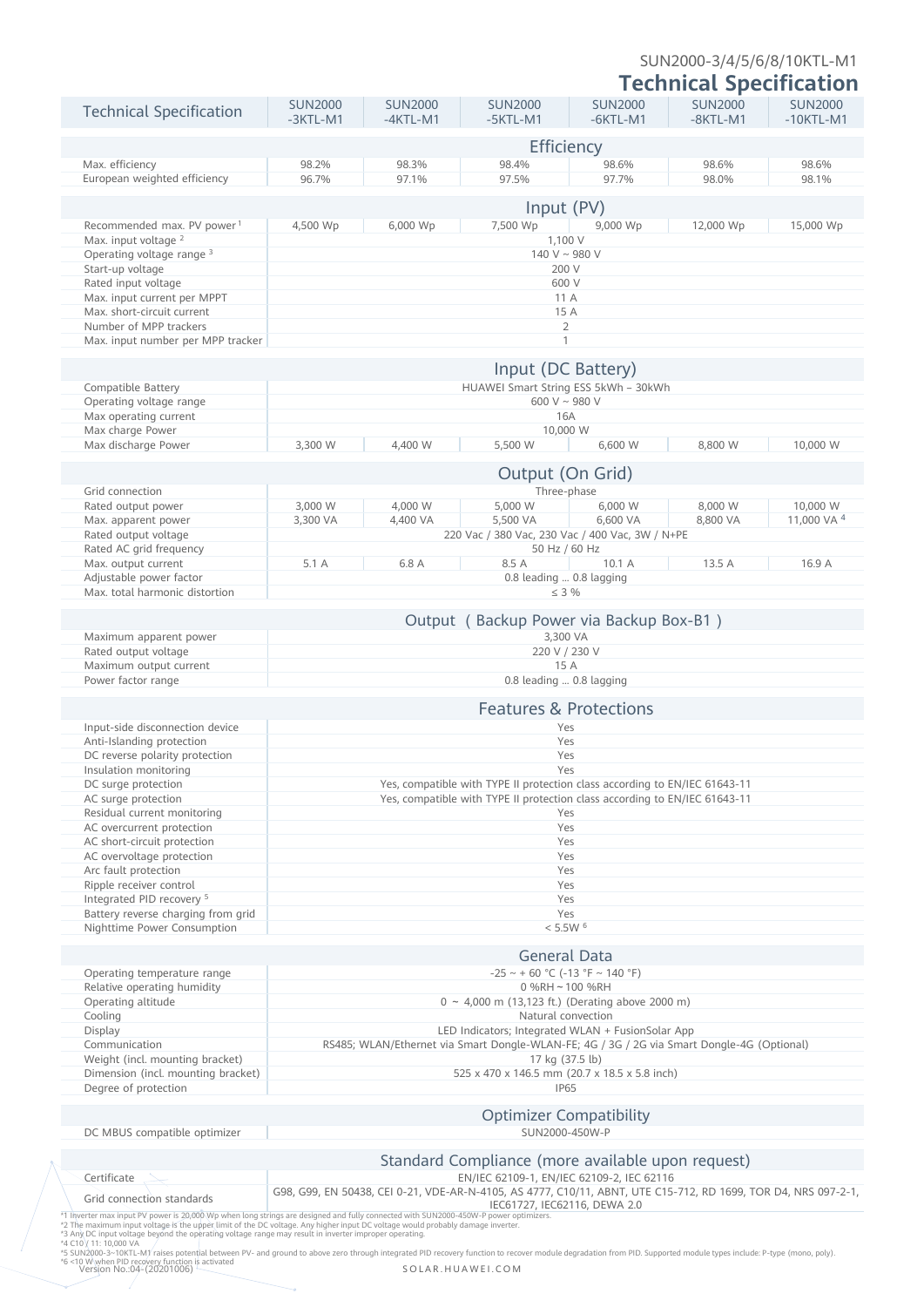SUN2000-3/4/5/6/8/10KTL-M1

# Technical Specification

| Technical Specification | SUN2000 -3KTL-M1 | SUN2000 -4KTL-M1 | SUN2000 -5KTL-M1 | SUN2000 -6KTL-M1 | SUN2000 -8KTL-M1 | SUN2000 -10KTL-M1 |
|---|---|---|---|---|---|---|
| **Efficiency** | | | | | | |
| Max. efficiency | 98.2% | 98.3% | 98.4% | 98.6% | 98.6% | 98.6% |
| European weighted efficiency | 96.7% | 97.1% | 97.5% | 97.7% | 98.0% | 98.1% |
| **Input (PV)** | | | | | | |
| Recommended max. PV power [1] | 4,500 Wp | 6,000 Wp | 7,500 Wp | 9,000 Wp | 12,000 Wp | 15,000 Wp |
| Max. input voltage [2] | 1,100 V | | | | | |
| Operating voltage range [3] | 140 V ~ 980 V | | | | | |
| Start-up voltage | 200 V | | | | | |
| Rated input voltage | 600 V | | | | | |
| Max. input current per MPPT | 11 A | | | | | |
| Max. short-circuit current | 15 A | | | | | |
| Number of MPP trackers | 2 | | | | | |
| Max. input number per MPP tracker | 1 | | | | | |
| **Input (DC Battery)** | | | | | | |
| Compatible Battery | HUAWEI Smart String ESS 5kWh – 30kWh | | | | | |
| Operating voltage range | 600 V ~ 980 V | | | | | |
| Max operating current | 16A | | | | | |
| Max charge Power | 10,000 W | | | | | |
| Max discharge Power | 3,300 W | 4,400 W | 5,500 W | 6,600 W | 8,800 W | 10,000 W |
| **Output (On Grid)** | | | | | | |
| Grid connection | Three-phase | | | | | |
| Rated output power | 3,000 W | 4,000 W | 5,000 W | 6,000 W | 8,000 W | 10,000 W |
| Max. apparent power | 3,300 VA | 4,400 VA | 5,500 VA | 6,600 VA | 8,800 VA | 11,000 VA [4] |
| Rated output voltage | 220 Vac / 380 Vac, 230 Vac / 400 Vac, 3W / N+PE | | | | | |
| Rated AC grid frequency | 50 Hz / 60 Hz | | | | | |
| Max. output current | 5.1 A | 6.8 A | 8.5 A | 10.1 A | 13.5 A | 16.9 A |
| Adjustable power factor | 0.8 leading ... 0.8 lagging | | | | | |
| Max. total harmonic distortion | ≤ 3 % | | | | | |
| **Output (Backup Power via Backup Box-B1)** | | | | | | |
| Maximum apparent power | 3,300 VA | | | | | |
| Rated output voltage | 220 V / 230 V | | | | | |
| Maximum output current | 15 A | | | | | |
| Power factor range | 0.8 leading ... 0.8 lagging | | | | | |
| **Features & Protections** | | | | | | |
| Input-side disconnection device | Yes | | | | | |
| Anti-Islanding protection | Yes | | | | | |
| DC reverse polarity protection | Yes | | | | | |
| Insulation monitoring | Yes | | | | | |
| DC surge protection | Yes, compatible with TYPE II protection class according to EN/IEC 61643-11 | | | | | |
| AC surge protection | Yes, compatible with TYPE II protection class according to EN/IEC 61643-11 | | | | | |
| Residual current monitoring | Yes | | | | | |
| AC overcurrent protection | Yes | | | | | |
| AC short-circuit protection | Yes | | | | | |
| AC overvoltage protection | Yes | | | | | |
| Arc fault protection | Yes | | | | | |
| Ripple receiver control | Yes | | | | | |
| Integrated PID recovery [5] | Yes | | | | | |
| Battery reverse charging from grid | Yes | | | | | |
| Nighttime Power Consumption | < 5.5W [6] | | | | | |
| **General Data** | | | | | | |
| Operating temperature range | -25 ~ + 60 °C (-13 °F ~ 140 °F) | | | | | |
| Relative operating humidity | 0 %RH ~ 100 %RH | | | | | |
| Operating altitude | 0 ~ 4,000 m (13,123 ft.) (Derating above 2000 m) | | | | | |
| Cooling | Natural convection | | | | | |
| Display | LED Indicators; Integrated WLAN + FusionSolar App | | | | | |
| Communication | RS485; WLAN/Ethernet via Smart Dongle-WLAN-FE; 4G / 3G / 2G via Smart Dongle-4G (Optional) | | | | | |
| Weight (incl. mounting bracket) | 17 kg (37.5 lb) | | | | | |
| Dimension (incl. mounting bracket) | 525 x 470 x 146.5 mm (20.7 x 18.5 x 5.8 inch) | | | | | |
| Degree of protection | IP65 | | | | | |
| **Optimizer Compatibility** | | | | | | |
| DC MBUS compatible optimizer | SUN2000-450W-P | | | | | |
| **Standard Compliance (more available upon request)** | | | | | | |
| Certificate | EN/IEC 62109-1, EN/IEC 62109-2, IEC 62116 | | | | | |
| Grid connection standards | G98, G99, EN 50438, CEI 0-21, VDE-AR-N-4105, AS 4777, C10/11, ABNT, UTE C15-712, RD 1699, TOR D4, NRS 097-2-1, IEC61727, IEC62116, DEWA 2.0 | | | | | |

*1 Inverter max input PV power is 20,000 Wp when long strings are designed and fully connected with SUN2000-450W-P power optimizers.
*2 The maximum input voltage is the upper limit of the DC voltage. Any higher input DC voltage would probably damage inverter.
*3 Any DC input voltage beyond the operating voltage range may result in inverter improper operating.
*4 C10 / 11: 10,000 VA
*5 SUN2000-3~10KTL-M1 raises potential between PV- and ground to above zero through integrated PID recovery function to recover module degradation from PID. Supported module types include: P-type (mono, poly).
*6 <10 W when PID recovery function is activated

Version No.:04-(20201006)

SOLAR.HUAWEI.COM